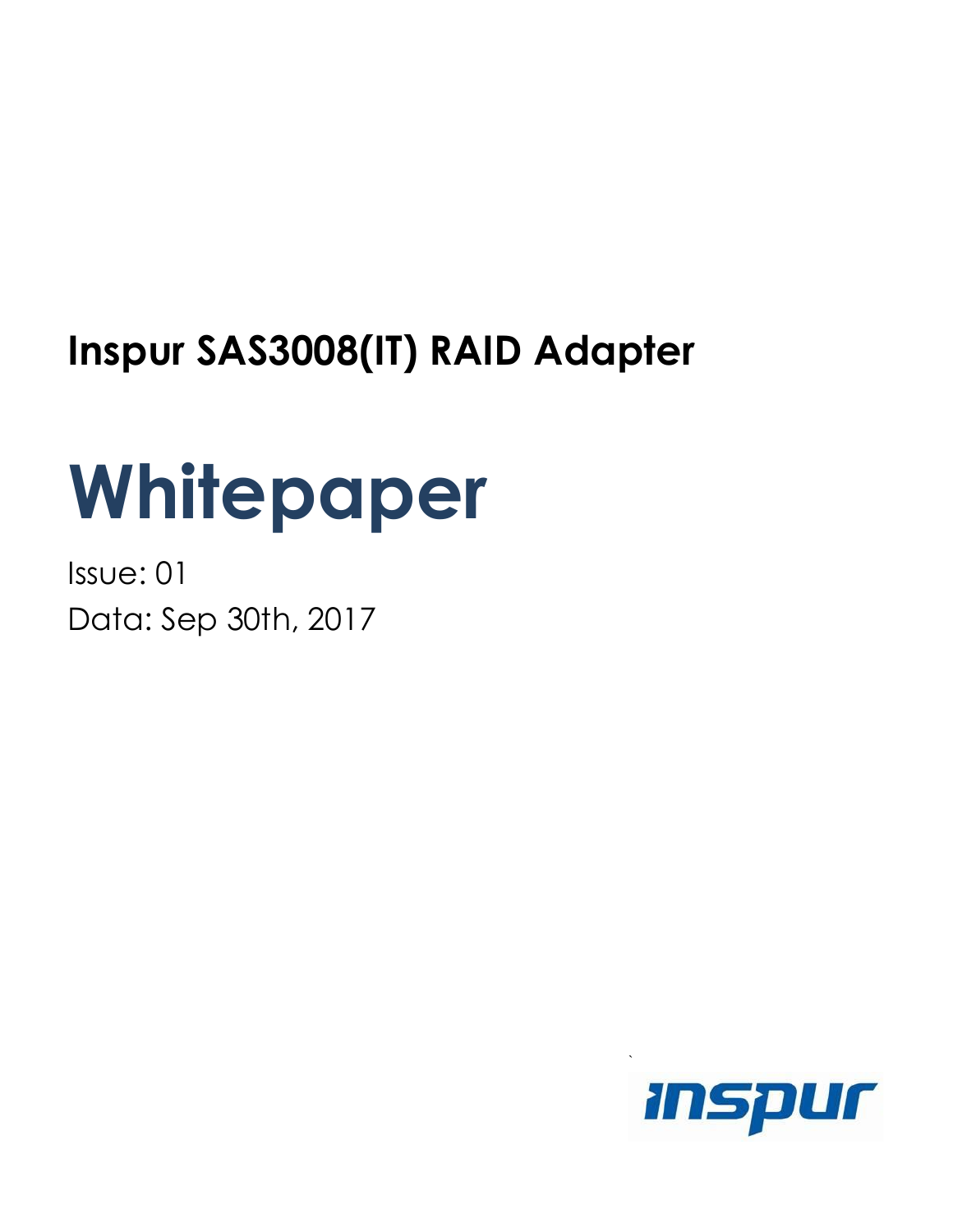**Inspur SAS3008(IT) RAID Adapter**

# Whitepaper

Issue: 01

Data: Sep 30th, 2017

inspur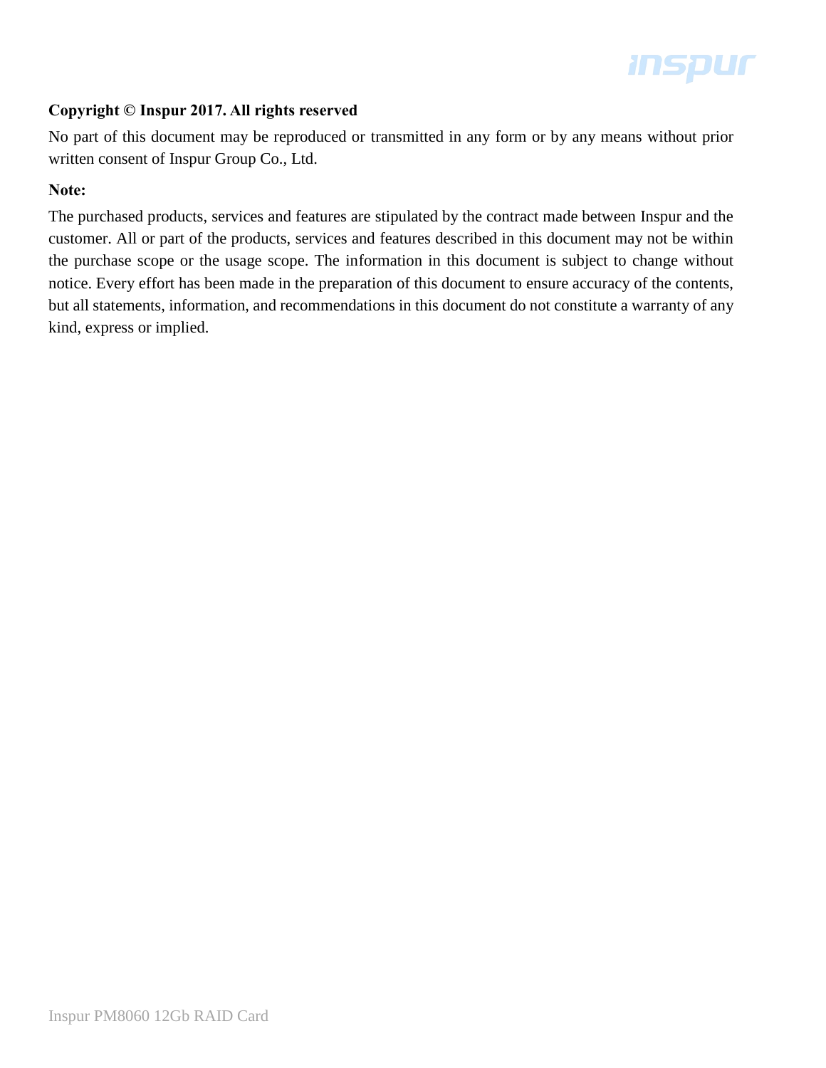**Copyright © Inspur 2017. All rights reserved**

No part of this document may be reproduced or transmitted in any form or by any means without prior written consent of Inspur Group Co., Ltd.

**Note:**

The purchased products, services and features are stipulated by the contract made between Inspur and the customer. All or part of the products, services and features described in this document may not be within the purchase scope or the usage scope. The information in this document is subject to change without notice. Every effort has been made in the preparation of this document to ensure accuracy of the contents, but all statements, information, and recommendations in this document do not constitute a warranty of any kind, express or implied.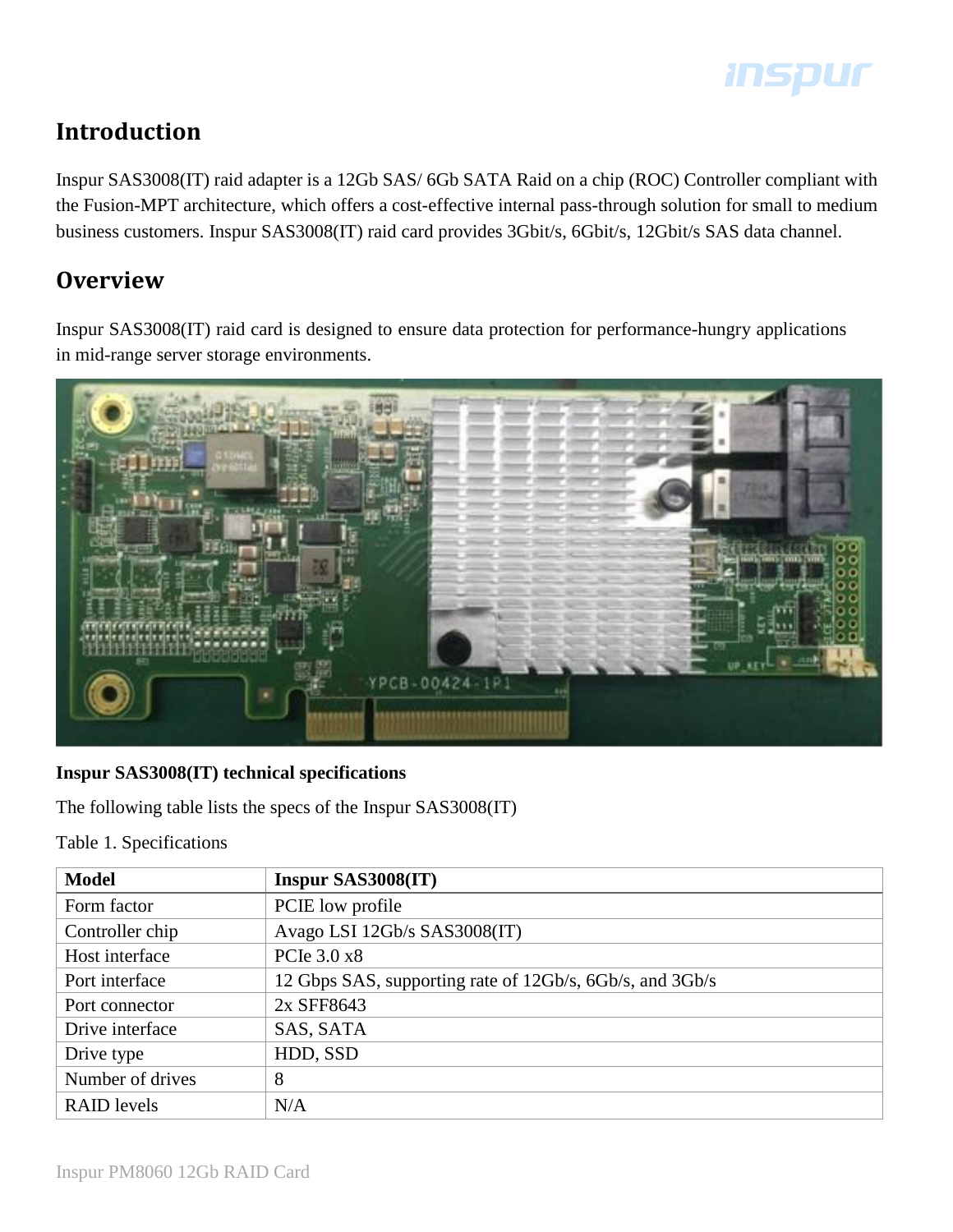## Introduction

Inspur SAS3008(IT) raid adapter is a 12Gb SAS/ 6Gb SATA Raid on a chip (ROC) Controller compliant with the Fusion-MPT architecture, which offers a cost-effective internal pass-through solution for small to medium business customers. Inspur SAS3008(IT) raid card provides 3Gbit/s, 6Gbit/s, 12Gbit/s SAS data channel.

## Overview

Inspur SAS3008(IT) raid card is designed to ensure data protection for performance-hungry applications in mid-range server storage environments.

**Inspur SAS3008(IT) technical specifications**

The following table lists the specs of the Inspur SAS3008(IT)

Table 1. Specifications

| Model | Inspur SAS3008(IT) |
|---|---|
| Form factor | PCIE low profile |
| Controller chip | Avago LSI 12Gb/s SAS3008(IT) |
| Host interface | PCIe 3.0 x8 |
| Port interface | 12 Gbps SAS, supporting rate of 12Gb/s, 6Gb/s, and 3Gb/s |
| Port connector | 2x SFF8643 |
| Drive interface | SAS, SATA |
| Drive type | HDD, SSD |
| Number of drives | 8 |
| RAID levels | N/A |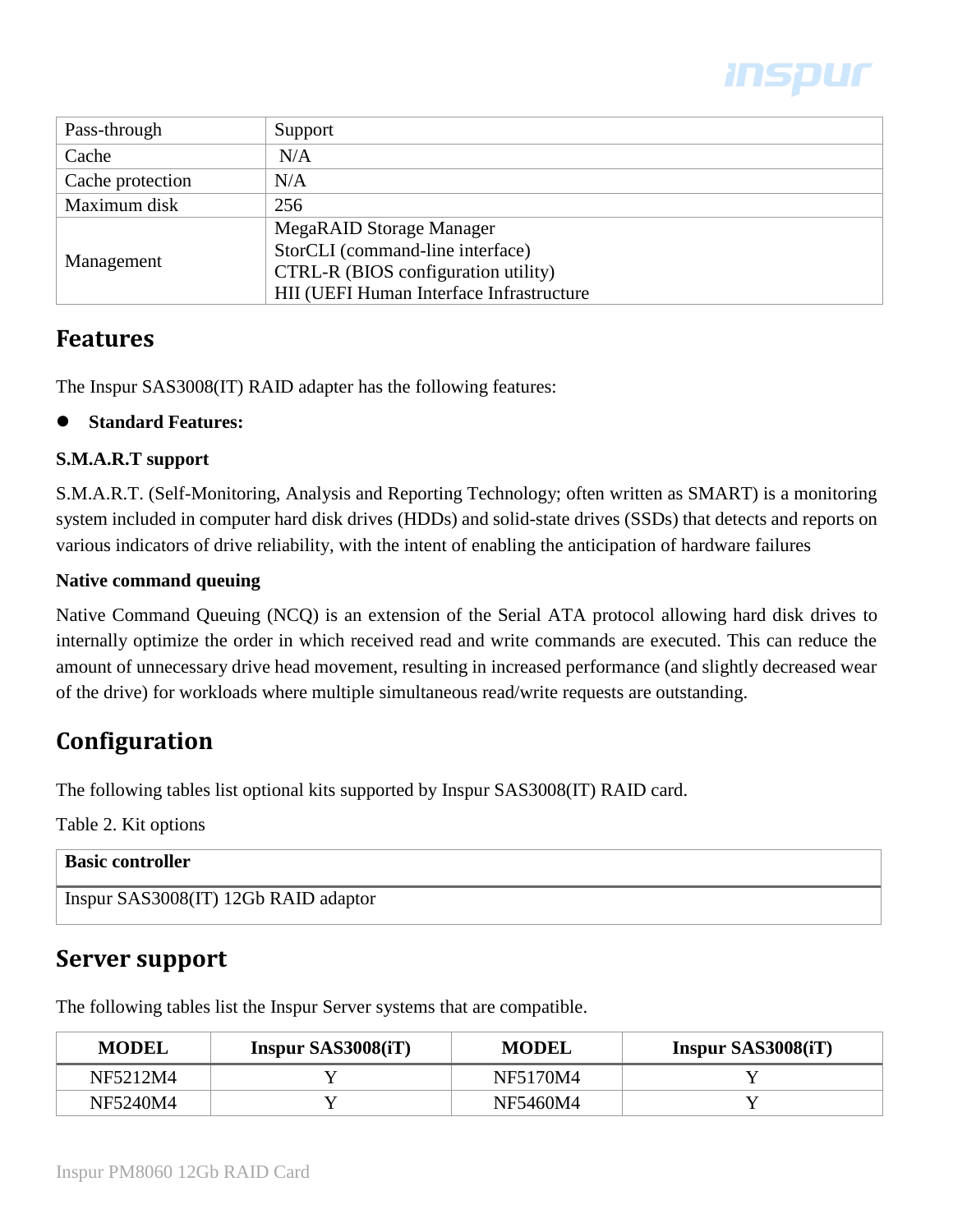| Pass-through | Support |
|---|---|
| Cache | N/A |
| Cache protection | N/A |
| Maximum disk | 256 |
| Management | MegaRAID Storage Manager<br>StorCLI (command-line interface)<br>CTRL-R (BIOS configuration utility)<br>HII (UEFI Human Interface Infrastructure |

## Features

The Inspur SAS3008(IT) RAID adapter has the following features:

- **Standard Features:**

**S.M.A.R.T support**

S.M.A.R.T. (Self-Monitoring, Analysis and Reporting Technology; often written as SMART) is a monitoring system included in computer hard disk drives (HDDs) and solid-state drives (SSDs) that detects and reports on various indicators of drive reliability, with the intent of enabling the anticipation of hardware failures

**Native command queuing**

Native Command Queuing (NCQ) is an extension of the Serial ATA protocol allowing hard disk drives to internally optimize the order in which received read and write commands are executed. This can reduce the amount of unnecessary drive head movement, resulting in increased performance (and slightly decreased wear of the drive) for workloads where multiple simultaneous read/write requests are outstanding.

## Configuration

The following tables list optional kits supported by Inspur SAS3008(IT) RAID card.

Table 2. Kit options

| **Basic controller** |
|---|
| Inspur SAS3008(IT) 12Gb RAID adaptor |

## Server support

The following tables list the Inspur Server systems that are compatible.

| MODEL | Inspur SAS3008(iT) | MODEL | Inspur SAS3008(iT) |
|---|---|---|---|
| NF5212M4 | Y | NF5170M4 | Y |
| NF5240M4 | Y | NF5460M4 | Y |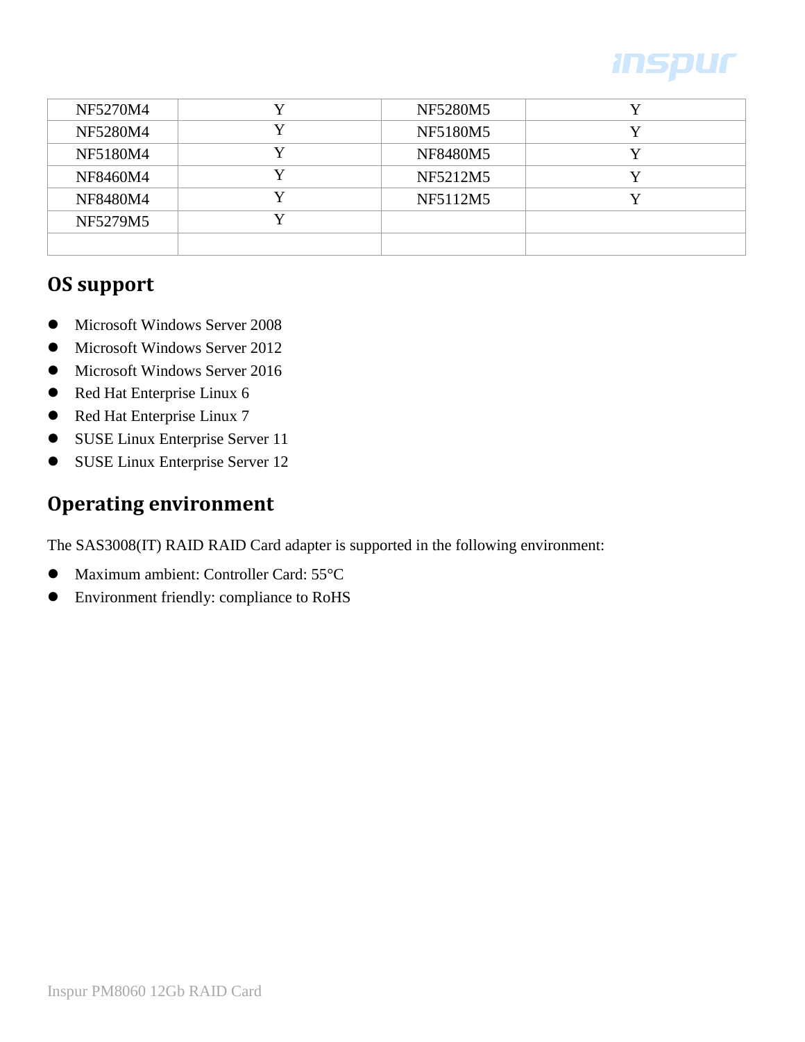| | | | |
|---|---|---|---|
| NF5270M4 | Y | NF5280M5 | Y |
| NF5280M4 | Y | NF5180M5 | Y |
| NF5180M4 | Y | NF8480M5 | Y |
| NF8460M4 | Y | NF5212M5 | Y |
| NF8480M4 | Y | NF5112M5 | Y |
| NF5279M5 | Y | | |
| | | | |

## OS support

- Microsoft Windows Server 2008
- Microsoft Windows Server 2012
- Microsoft Windows Server 2016
- Red Hat Enterprise Linux 6
- Red Hat Enterprise Linux 7
- SUSE Linux Enterprise Server 11
- SUSE Linux Enterprise Server 12

## Operating environment

The SAS3008(IT) RAID RAID Card adapter is supported in the following environment:

- Maximum ambient: Controller Card: 55°C
- Environment friendly: compliance to RoHS